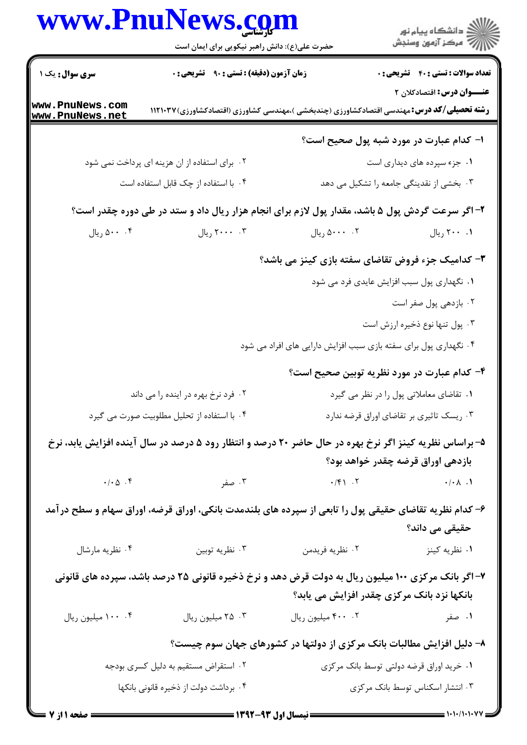**سری سوال:** یک ۱

**زمان آزمون (دقیقه) : تستی : ۹۰ تشریحی : ۰**

**تعداد سوالات : تستی : ۴۰ تشریحی : ۰**

**عنـــوان درس:** اقتصادکلان ۲

**رشته تحصیلی/کد درس:** مهندسی اقتصادکشاورزی (چندبخشی )،مهندسی کشاورزی (اقتصادکشاورزی)۱۱۲۱۰۳۷

**۱- کدام عبارت در مورد شبه پول صحیح است؟**

۱. جزء سپرده های دیداری است

۲. برای استفاده از ان هزینه ای پرداخت نمی شود

۳. بخشی از نقدینگی جامعه را تشکیل می دهد

۴. با استفاده از چک قابل استفاده است

**۲- اگر سرعت گردش پول ۵ باشد، مقدار پول لازم برای انجام هزار ریال داد و ستد در طی دوره چقدر است؟**

۱. ۲۰۰ ریال

۲. ۵۰۰۰ ریال

۳. ۲۰۰۰ ریال

۴. ۵۰۰ ریال

**۳- کدامیک جزء فروض تقاضای سفته بازی کینز می باشد؟**

۱. نگهداری پول سبب افزایش عایدی فرد می شود

۲. بازدهی پول صفر است

۳. پول تنها نوع ذخیره ارزش است

۴. نگهداری پول برای سفته بازی سبب افزایش دارایی های افراد می شود

**۴- کدام عبارت در مورد نظریه توبین صحیح است؟**

۱. تقاضای معاملاتی پول را در نظر می گیرد

۲. فرد نرخ بهره در اینده را می داند

۳. ریسک تاثیری بر تقاضای اوراق قرضه ندارد

۴. با استفاده از تحلیل مطلوبیت صورت می گیرد

**۵- براساس نظریه کینز اگر نرخ بهره در حال حاضر ۲۰ درصد و انتظار رود ۵ درصد در سال آینده افزایش یابد، نرخ بازدهی اوراق قرضه چقدر خواهد بود؟**

۱. ۰/۰۸

۲. ۰/۴۱

۳. صفر

۴. ۰/۰۵

**۶- کدام نظریه تقاضای حقیقی پول را تابعی از سپرده های بلندمدت بانکی، اوراق قرضه، اوراق سهام و سطح درآمد حقیقی می داند؟**

۱. نظریه کینز

۲. نظریه فریدمن

۳. نظریه توبین

۴. نظریه مارشال

**۷- اگر بانک مرکزی ۱۰۰ میلیون ریال به دولت قرض دهد و نرخ ذخیره قانونی ۲۵ درصد باشد، سپرده های قانونی بانکها نزد بانک مرکزی چقدر افزایش می یابد؟**

۱. صفر

۲. ۴۰۰ میلیون ریال

۳. ۲۵ میلیون ریال

۴. ۱۰۰ میلیون ریال

**۸- دلیل افزایش مطالبات بانک مرکزی از دولتها در کشورهای جهان سوم چیست؟**

۱. خرید اوراق قرضه دولتی توسط بانک مرکزی

۲. استقراض مستقیم به دلیل کسری بودجه

۳. انتشار اسکناس توسط بانک مرکزی

۴. برداشت دولت از ذخیره قانونی بانکها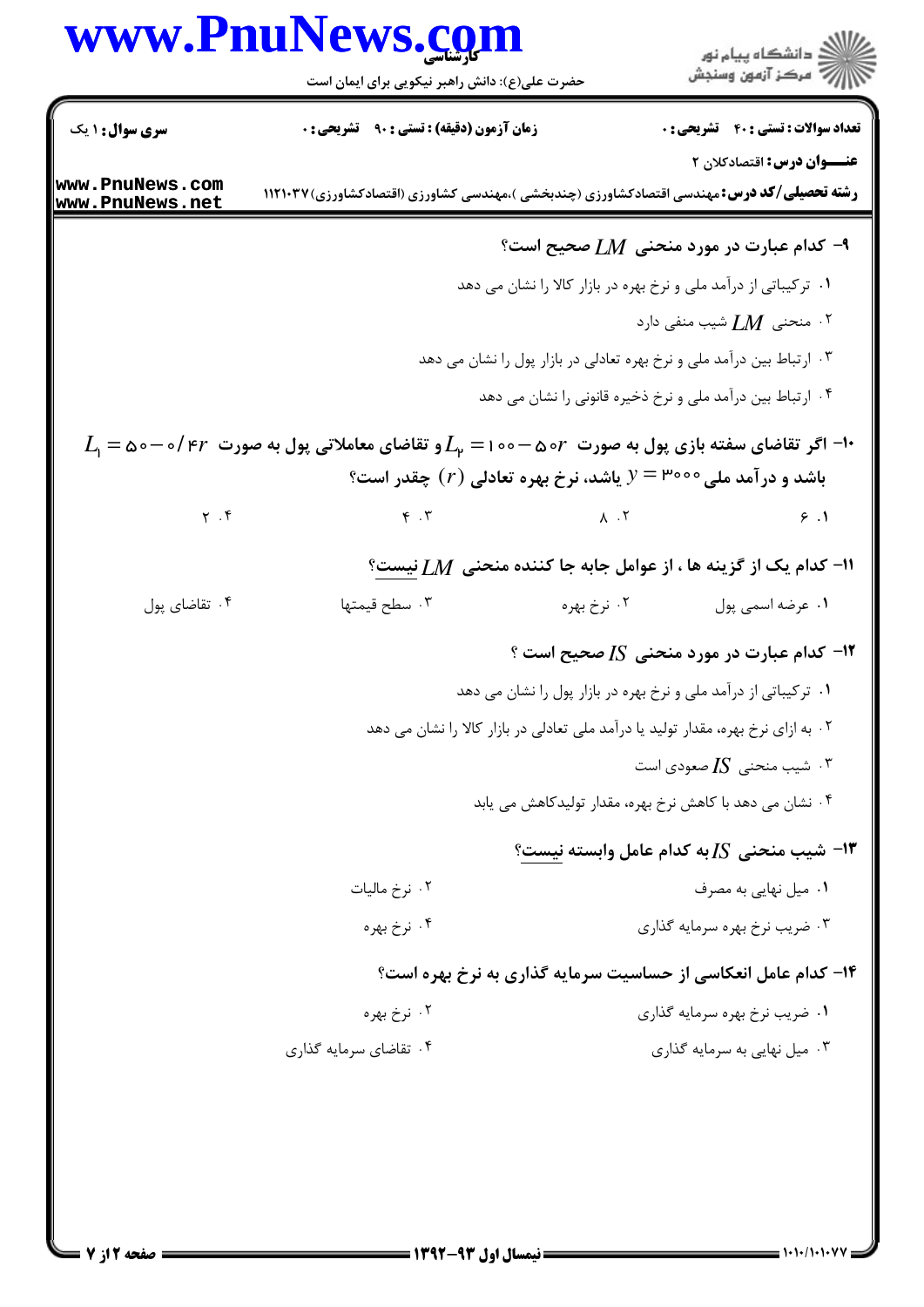**سری سوال:** ۱ یک

**زمان آزمون (دقیقه) : تستی : ۹۰ تشریحی : ۰**

**تعداد سوالات : تستی : ۴۰ تشریحی : ۰**

**عنـــوان درس:** اقتصادکلان ۲

**رشته تحصیلی/کد درس:** مهندسی اقتصادکشاورزی (چندبخشی )،مهندسی کشاورزی (اقتصادکشاورزی)۱۱۲۱۰۳۷

۹- کدام عبارت در مورد منحنی $LM$ صحیح است؟

۱. ترکیباتی از درآمد ملی و نرخ بهره در بازار کالا را نشان می دهد

۲. منحنی $LM$ شیب منفی دارد

۳. ارتباط بین درآمد ملی و نرخ بهره تعادلی در بازار پول را نشان می دهد

۴. ارتباط بین درآمد ملی و نرخ ذخیره قانونی را نشان می دهد

۱۰- اگر تقاضای سفته بازی پول به صورت $L_2 = 100 - 50r$ و تقاضای معاملاتی پول به صورت $L_1 = 50 - 0/4r$ باشد و درآمد ملی $y = 3000$ باشد، نرخ بهره تعادلی $(r)$ چقدر است؟

۱. ۶  ۲. ۸  ۳. ۴  ۴. ۲

۱۱- کدام یک از گزینه ها ، از عوامل جابه جا کننده منحنی $LM$ نیست؟

۱. عرضه اسمی پول  ۲. نرخ بهره  ۳. سطح قیمتها  ۴. تقاضای پول

۱۲- کدام عبارت در مورد منحنی $IS$ صحیح است ؟

۱. ترکیباتی از درآمد ملی و نرخ بهره در بازار پول را نشان می دهد

۲. به ازای نرخ بهره، مقدار تولید یا درآمد ملی تعادلی در بازار کالا را نشان می دهد

۳. شیب منحنی $IS$ صعودی است

۴. نشان می دهد با کاهش نرخ بهره، مقدار تولیدکاهش می یابد

۱۳- شیب منحنی $IS$ به کدام عامل وابسته نیست؟

۱. میل نهایی به مصرف  ۲. نرخ مالیات

۳. ضریب نرخ بهره سرمایه گذاری  ۴. نرخ بهره

۱۴- کدام عامل انعکاسی از حساسیت سرمایه گذاری به نرخ بهره است؟

۱. ضریب نرخ بهره سرمایه گذاری  ۲. نرخ بهره

۳. میل نهایی به سرمایه گذاری  ۴. تقاضای سرمایه گذاری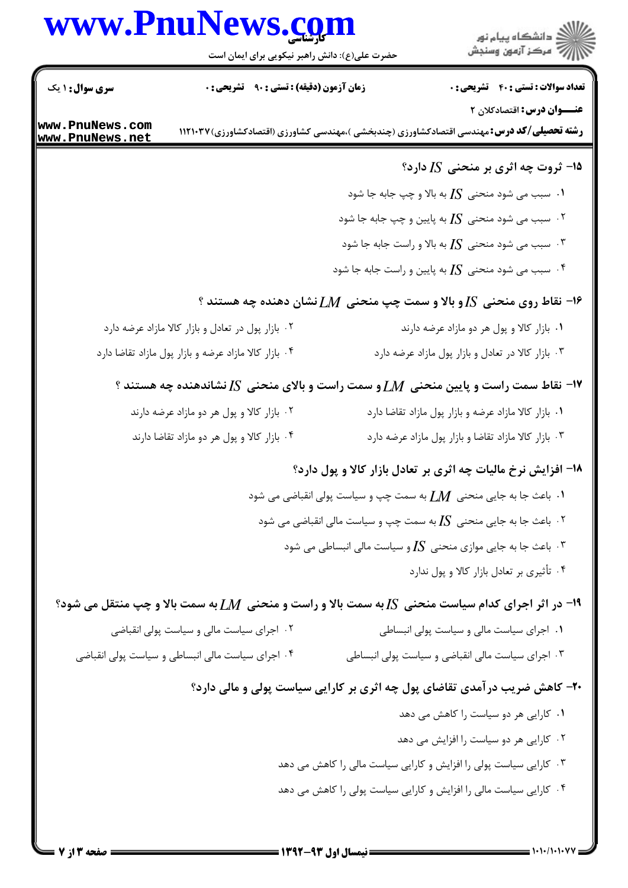**سری سوال:** ۱ یک | **زمان آزمون (دقیقه) : تستی :** ۹۰ **تشریحی :** ۰ | **تعداد سوالات : تستی :** ۴۰ **تشریحی :** ۰

**عنـــوان درس:** اقتصادکلان ۲

**رشته تحصیلی/کد درس:** مهندسی اقتصادکشاورزی (چندبخشی )،مهندسی کشاورزی (اقتصادکشاورزی)۱۱۲۱۰۳۷

**۱۵- ثروت چه اثری بر منحنی $IS$ دارد؟**

۱. سبب می شود منحنی $IS$ به بالا و چپ جابه جا شود

۲. سبب می شود منحنی $IS$ به پایین و چپ جابه جا شود

۳. سبب می شود منحنی $IS$ به بالا و راست جابه جا شود

۴. سبب می شود منحنی $IS$ به پایین و راست جابه جا شود

**۱۶- نقاط روی منحنی $IS$ و بالا و سمت چپ منحنی $LM$ نشان دهنده چه هستند ؟**

۱. بازار کالا و پول هر دو مازاد عرضه دارند

۲. بازار پول در تعادل و بازار کالا مازاد عرضه دارد

۳. بازار کالا در تعادل و بازار پول مازاد عرضه دارد

۴. بازار کالا مازاد عرضه و بازار پول مازاد تقاضا دارد

**۱۷- نقاط سمت راست و پایین منحنی $LM$ و سمت راست و بالای منحنی $IS$ نشاندهنده چه هستند ؟**

۱. بازار کالا مازاد عرضه و بازار پول مازاد تقاضا دارد

۲. بازار کالا و پول هر دو مازاد عرضه دارند

۳. بازار کالا مازاد تقاضا و بازار پول مازاد عرضه دارد

۴. بازار کالا و پول هر دو مازاد تقاضا دارند

**۱۸- افزایش نرخ مالیات چه اثری بر تعادل بازار کالا و پول دارد؟**

۱. باعث جا به جایی منحنی $LM$ به سمت چپ و سیاست پولی انقباضی می شود

۲. باعث جا به جایی منحنی $IS$ به سمت چپ و سیاست مالی انقباضی می شود

۳. باعث جا به جایی موازی منحنی $IS$ و سیاست مالی انبساطی می شود

۴. تأثیری بر تعادل بازار کالا و پول ندارد

**۱۹- در اثر اجرای کدام سیاست منحنی $IS$ به سمت بالا و راست و منحنی $LM$ به سمت بالا و چپ منتقل می شود؟**

۱. اجرای سیاست مالی و سیاست پولی انبساطی

۲. اجرای سیاست مالی و سیاست پولی انقباضی

۳. اجرای سیاست مالی انقباضی و سیاست پولی انبساطی

۴. اجرای سیاست مالی انبساطی و سیاست پولی انقباضی

**۲۰- کاهش ضریب درآمدی تقاضای پول چه اثری بر کارایی سیاست پولی و مالی دارد؟**

۱. کارایی هر دو سیاست را کاهش می دهد

۲. کارایی هر دو سیاست را افزایش می دهد

۳. کارایی سیاست پولی را افزایش و کارایی سیاست مالی را کاهش می دهد

۴. کارایی سیاست مالی را افزایش و کارایی سیاست پولی را کاهش می دهد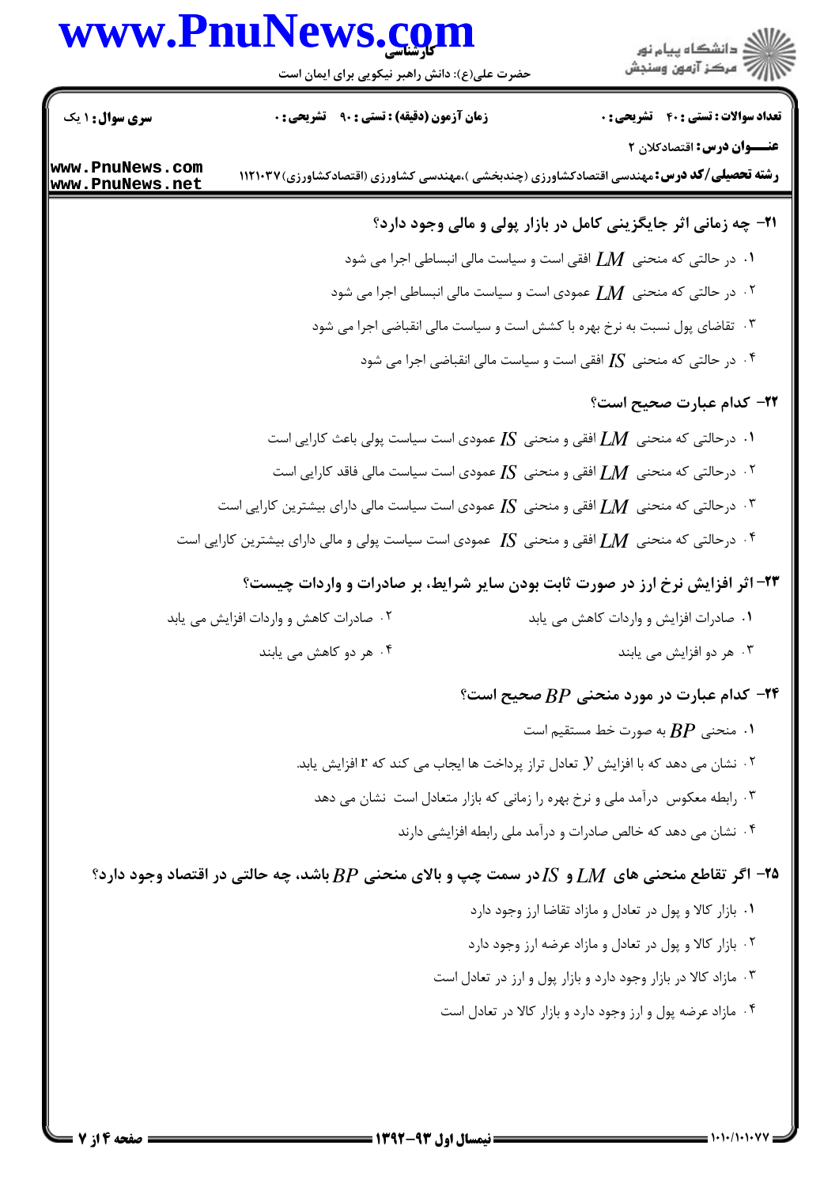**۲۱- چه زمانی اثر جایگزینی کامل در بازار پولی و مالی وجود دارد؟**

۱. در حالتی که منحنی $LM$ افقی است و سیاست مالی انبساطی اجرا می شود

۲. در حالتی که منحنی $LM$ عمودی است و سیاست مالی انبساطی اجرا می شود

۳. تقاضای پول نسبت به نرخ بهره با کشش است و سیاست مالی انقباضی اجرا می شود

۴. در حالتی که منحنی $IS$ افقی است و سیاست مالی انقباضی اجرا می شود

**۲۲- کدام عبارت صحیح است؟**

۱. درحالتی که منحنی $LM$ افقی و منحنی $IS$ عمودی است سیاست پولی باعث کارایی است

۲. درحالتی که منحنی $LM$ افقی و منحنی $IS$ عمودی است سیاست مالی فاقد کارایی است

۳. درحالتی که منحنی $LM$ افقی و منحنی $IS$ عمودی است سیاست مالی دارای بیشترین کارایی است

۴. درحالتی که منحنی $LM$ افقی و منحنی $IS$ عمودی است سیاست پولی و مالی دارای بیشترین کارایی است

**۲۳- اثر افزایش نرخ ارز در صورت ثابت بودن سایر شرایط، بر صادرات و واردات چیست؟**

۱. صادرات افزایش و واردات کاهش می یابد

۲. صادرات کاهش و واردات افزایش می یابد

۳. هر دو افزایش می یابند

۴. هر دو کاهش می یابند

**۲۴- کدام عبارت در مورد منحنی $BP$ صحیح است؟**

۱. منحنی $BP$ به صورت خط مستقیم است

۲. نشان می دهد که با افزایش $y$ تعادل تراز پرداخت ها ایجاب می کند که r افزایش یابد.

۳. رابطه معکوس درآمد ملی و نرخ بهره را زمانی که بازار متعادل است نشان می دهد

۴. نشان می دهد که خالص صادرات و درآمد ملی رابطه افزایشی دارند

**۲۵- اگر تقاطع منحنی های $LM$ و $IS$ در سمت چپ و بالای منحنی $BP$ باشد، چه حالتی در اقتصاد وجود دارد؟**

۱. بازار کالا و پول در تعادل و مازاد تقاضا ارز وجود دارد

۲. بازار کالا و پول در تعادل و مازاد عرضه ارز وجود دارد

۳. مازاد کالا در بازار وجود دارد و بازار پول و ارز در تعادل است

۴. مازاد عرضه پول و ارز وجود دارد و بازار کالا در تعادل است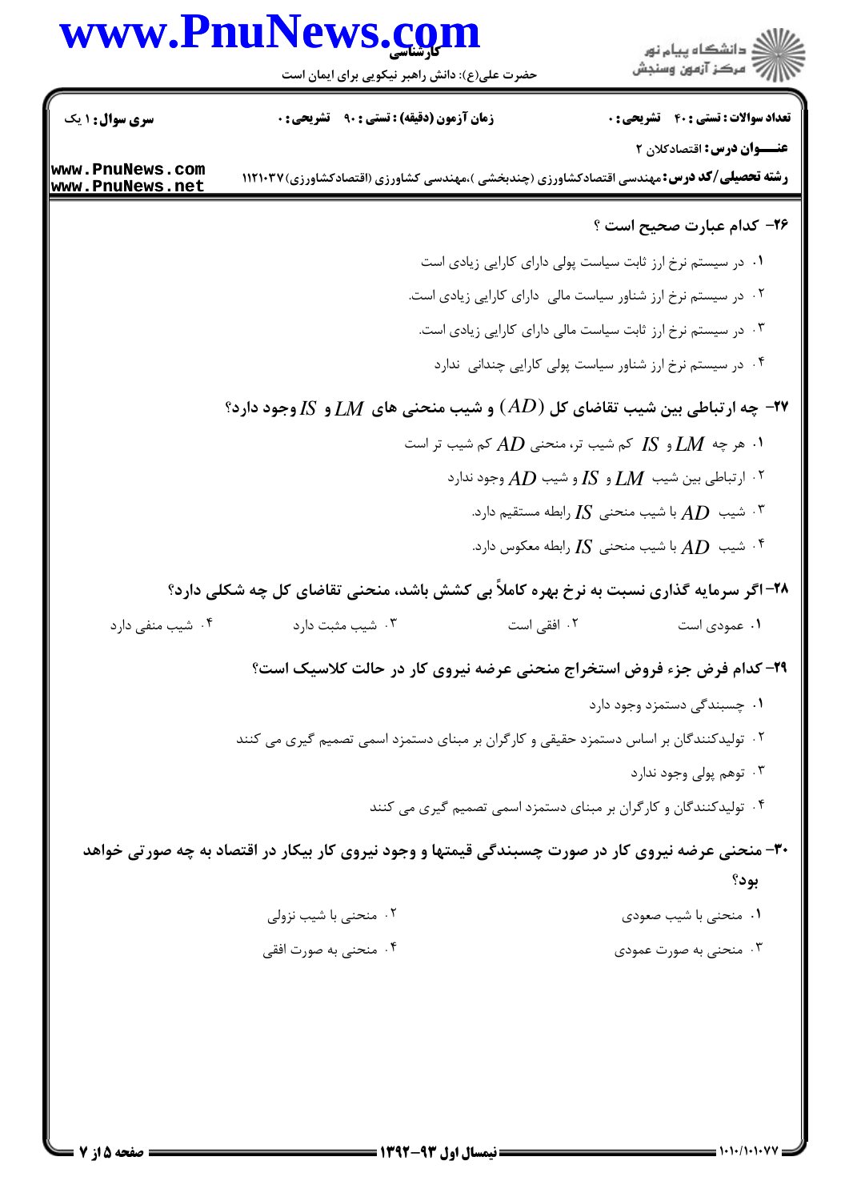۲۶- کدام عبارت صحیح است ؟

۱. در سیستم نرخ ارز ثابت سیاست پولی دارای کارایی زیادی است

۲. در سیستم نرخ ارز شناور سیاست مالی دارای کارایی زیادی است.

۳. در سیستم نرخ ارز ثابت سیاست مالی دارای کارایی زیادی است.

۴. در سیستم نرخ ارز شناور سیاست پولی کارایی چندانی ندارد

۲۷- چه ارتباطی بین شیب تقاضای کل $(AD)$ و شیب منحنی های $LM$ و $IS$ وجود دارد؟

۱. هر چه $LM$ و $IS$ کم شیب تر، منحنی $AD$ کم شیب تر است

۲. ارتباطی بین شیب $LM$ و $IS$ و شیب $AD$ وجود ندارد

۳. شیب $AD$ با شیب منحنی $IS$ رابطه مستقیم دارد.

۴. شیب $AD$ با شیب منحنی $IS$ رابطه معکوس دارد.

۲۸- اگر سرمایه گذاری نسبت به نرخ بهره کاملاً بی کشش باشد، منحنی تقاضای کل چه شکلی دارد؟

۱. عمودی است

۲. افقی است

۳. شیب مثبت دارد

۴. شیب منفی دارد

۲۹- کدام فرض جزء فروض استخراج منحنی عرضه نیروی کار در حالت کلاسیک است؟

۱. چسبندگی دستمزد وجود دارد

۲. تولیدکنندگان بر اساس دستمزد حقیقی و کارگران بر مبنای دستمزد اسمی تصمیم گیری می کنند

۳. توهم پولی وجود ندارد

۴. تولیدکنندگان و کارگران بر مبنای دستمزد اسمی تصمیم گیری می کنند

۳۰- منحنی عرضه نیروی کار در صورت چسبندگی قیمتها و وجود نیروی کار بیکار در اقتصاد به چه صورتی خواهد بود؟

۱. منحنی با شیب صعودی

۲. منحنی با شیب نزولی

۳. منحنی به صورت عمودی

۴. منحنی به صورت افقی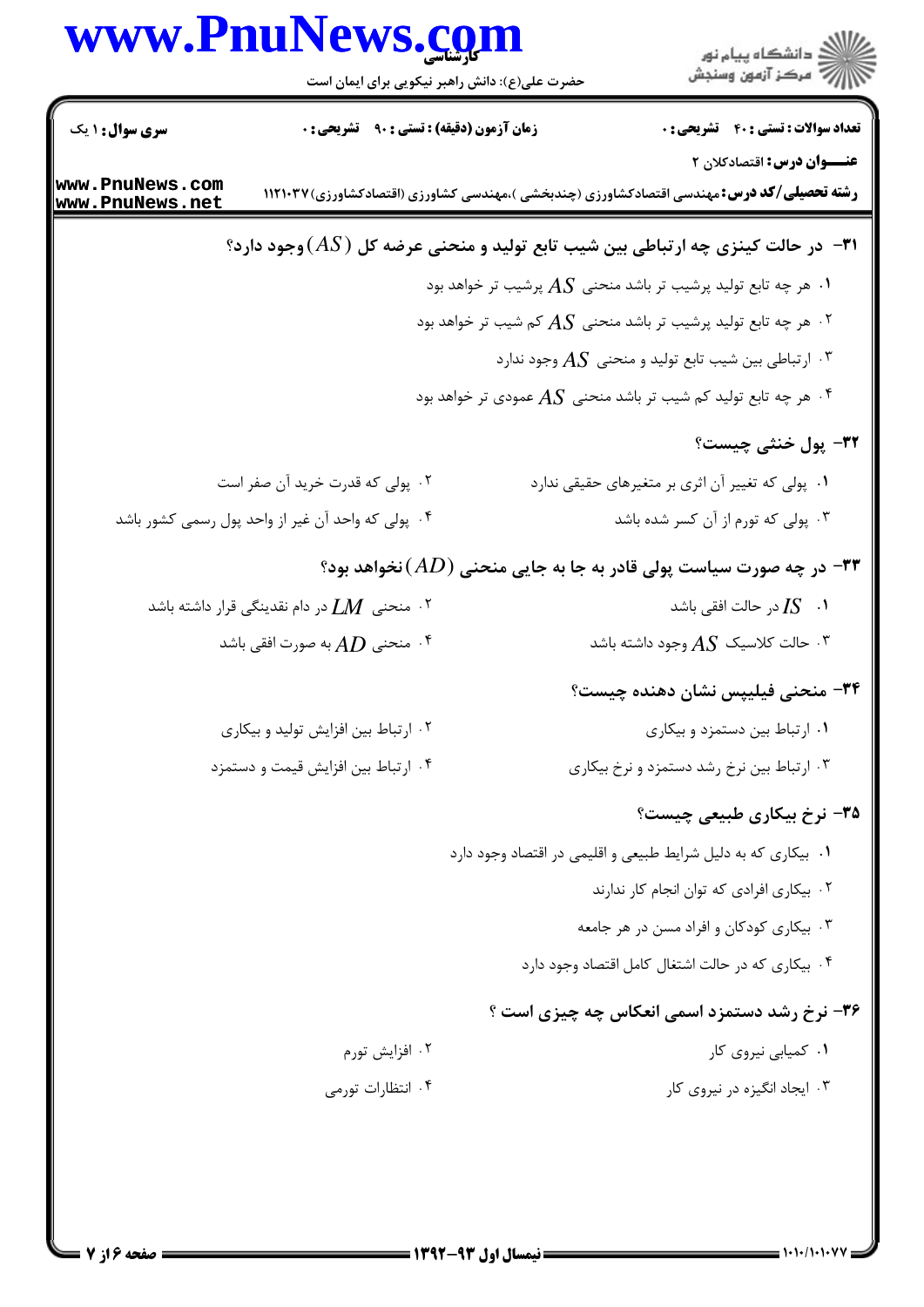**۳۱- در حالت کینزی چه ارتباطی بین شیب تابع تولید و منحنی عرضه کل $(AS)$ وجود دارد؟**

۱. هر چه تابع تولید پرشیب تر باشد منحنی $AS$ پرشیب تر خواهد بود

۲. هر چه تابع تولید پرشیب تر باشد منحنی $AS$ کم شیب تر خواهد بود

۳. ارتباطی بین شیب تابع تولید و منحنی $AS$ وجود ندارد

۴. هر چه تابع تولید کم شیب تر باشد منحنی $AS$ عمودی تر خواهد بود

**۳۲- پول خنثی چیست؟**

۱. پولی که تغییر آن اثری بر متغیرهای حقیقی ندارد

۲. پولی که قدرت خرید آن صفر است

۳. پولی که تورم از آن کسر شده باشد

۴. پولی که واحد آن غیر از واحد پول رسمی کشور باشد

**۳۳- در چه صورت سیاست پولی قادر به جا به جایی منحنی $(AD)$ نخواهد بود؟**

۱. $IS$ در حالت افقی باشد

۲. منحنی $LM$ در دام نقدینگی قرار داشته باشد

۳. حالت کلاسیک $AS$ وجود داشته باشد

۴. منحنی $AD$ به صورت افقی باشد

**۳۴- منحنی فیلیپس نشان دهنده چیست؟**

۱. ارتباط بین دستمزد و بیکاری

۲. ارتباط بین افزایش تولید و بیکاری

۳. ارتباط بین نرخ رشد دستمزد و نرخ بیکاری

۴. ارتباط بین افزایش قیمت و دستمزد

**۳۵- نرخ بیکاری طبیعی چیست؟**

۱. بیکاری که به دلیل شرایط طبیعی و اقلیمی در اقتصاد وجود دارد

۲. بیکاری افرادی که توان انجام کار ندارند

۳. بیکاری کودکان و افراد مسن در هر جامعه

۴. بیکاری که در حالت اشتغال کامل اقتصاد وجود دارد

**۳۶- نرخ رشد دستمزد اسمی انعکاس چه چیزی است ؟**

۱. کمیابی نیروی کار

۲. افزایش تورم

۳. ایجاد انگیزه در نیروی کار

۴. انتظارات تورمی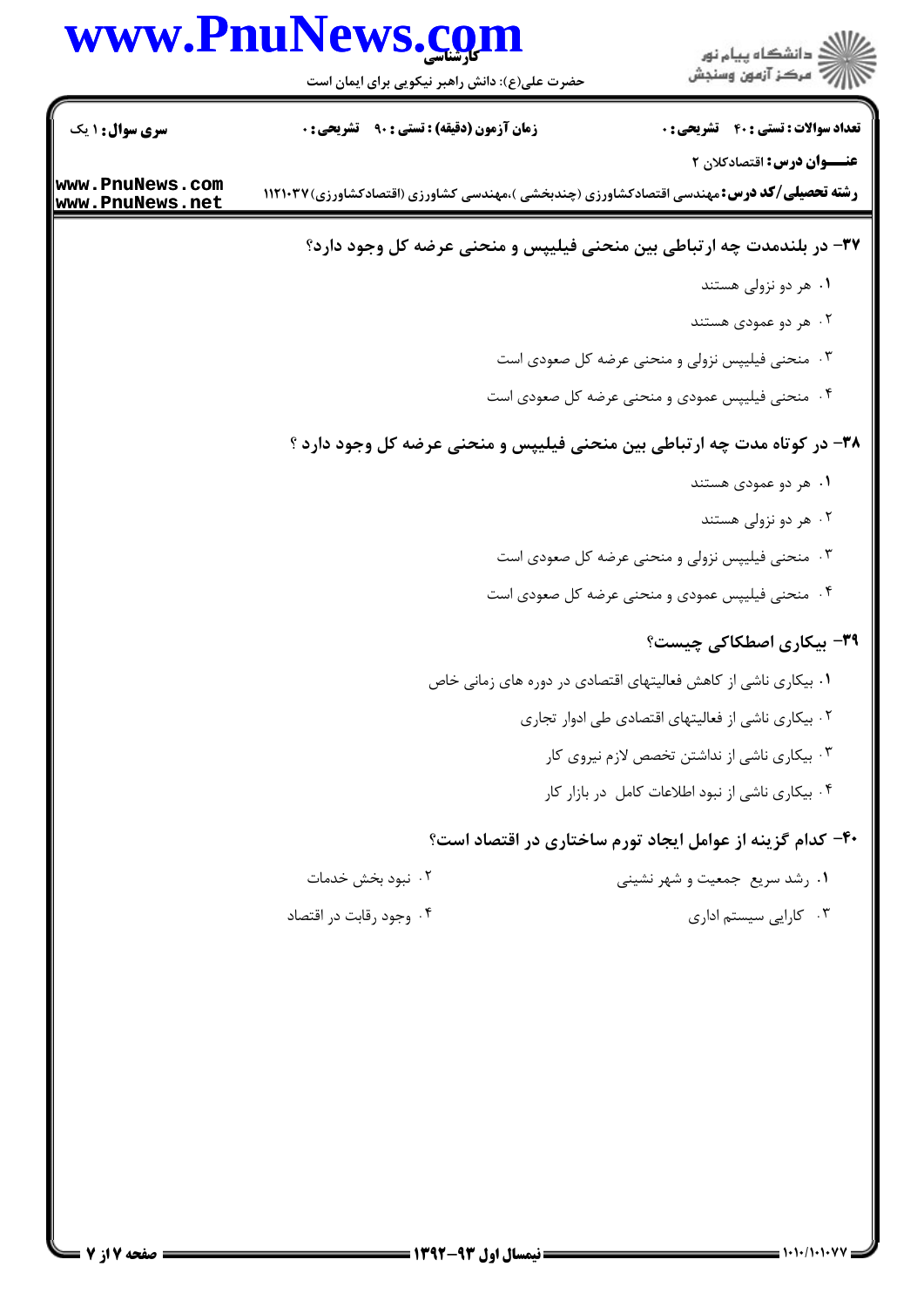۳۷- در بلندمدت چه ارتباطی بین منحنی فیلیپس و منحنی عرضه کل وجود دارد؟

۱. هر دو نزولی هستند

۲. هر دو عمودی هستند

۳. منحنی فیلیپس نزولی و منحنی عرضه کل صعودی است

۴. منحنی فیلیپس عمودی و منحنی عرضه کل صعودی است

۳۸- در کوتاه مدت چه ارتباطی بین منحنی فیلیپس و منحنی عرضه کل وجود دارد ؟

۱. هر دو عمودی هستند

۲. هر دو نزولی هستند

۳. منحنی فیلیپس نزولی و منحنی عرضه کل صعودی است

۴. منحنی فیلیپس عمودی و منحنی عرضه کل صعودی است

۳۹- بیکاری اصطکاکی چیست؟

۱. بیکاری ناشی از کاهش فعالیتهای اقتصادی در دوره های زمانی خاص

۲. بیکاری ناشی از فعالیتهای اقتصادی طی ادوار تجاری

۳. بیکاری ناشی از نداشتن تخصص لازم نیروی کار

۴. بیکاری ناشی از نبود اطلاعات کامل در بازار کار

۴۰- کدام گزینه از عوامل ایجاد تورم ساختاری در اقتصاد است؟

۱. رشد سریع جمعیت و شهر نشینی

۲. نبود بخش خدمات

۳. کارایی سیستم اداری

۴. وجود رقابت در اقتصاد